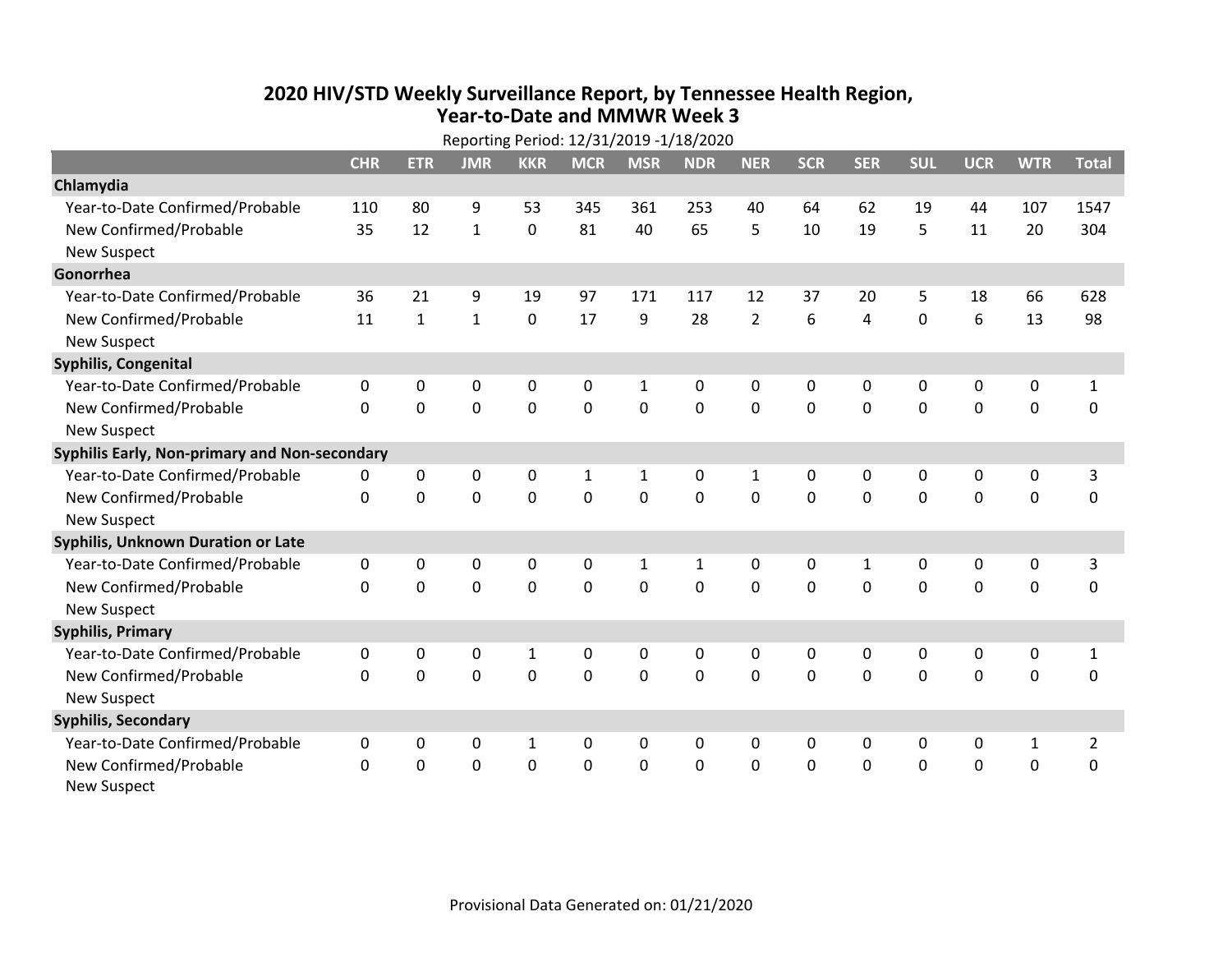# 2020 HIV/STD Weekly Surveillance Report, by Tennessee Health Region, Year-to-Date and MMWR Week 3

Reporting Period: 12/31/2019 -1/18/2020

| | CHR | ETR | JMR | KKR | MCR | MSR | NDR | NER | SCR | SER | SUL | UCR | WTR | Total |
|---|---|---|---|---|---|---|---|---|---|---|---|---|---|---|
| **Chlamydia** | | | | | | | | | | | | | | |
| Year-to-Date Confirmed/Probable | 110 | 80 | 9 | 53 | 345 | 361 | 253 | 40 | 64 | 62 | 19 | 44 | 107 | 1547 |
| New Confirmed/Probable | 35 | 12 | 1 | 0 | 81 | 40 | 65 | 5 | 10 | 19 | 5 | 11 | 20 | 304 |
| New Suspect | | | | | | | | | | | | | | |
| **Gonorrhea** | | | | | | | | | | | | | | |
| Year-to-Date Confirmed/Probable | 36 | 21 | 9 | 19 | 97 | 171 | 117 | 12 | 37 | 20 | 5 | 18 | 66 | 628 |
| New Confirmed/Probable | 11 | 1 | 1 | 0 | 17 | 9 | 28 | 2 | 6 | 4 | 0 | 6 | 13 | 98 |
| New Suspect | | | | | | | | | | | | | | |
| **Syphilis, Congenital** | | | | | | | | | | | | | | |
| Year-to-Date Confirmed/Probable | 0 | 0 | 0 | 0 | 0 | 1 | 0 | 0 | 0 | 0 | 0 | 0 | 0 | 1 |
| New Confirmed/Probable | 0 | 0 | 0 | 0 | 0 | 0 | 0 | 0 | 0 | 0 | 0 | 0 | 0 | 0 |
| New Suspect | | | | | | | | | | | | | | |
| **Syphilis Early, Non-primary and Non-secondary** | | | | | | | | | | | | | | |
| Year-to-Date Confirmed/Probable | 0 | 0 | 0 | 0 | 1 | 1 | 0 | 1 | 0 | 0 | 0 | 0 | 0 | 3 |
| New Confirmed/Probable | 0 | 0 | 0 | 0 | 0 | 0 | 0 | 0 | 0 | 0 | 0 | 0 | 0 | 0 |
| New Suspect | | | | | | | | | | | | | | |
| **Syphilis, Unknown Duration or Late** | | | | | | | | | | | | | | |
| Year-to-Date Confirmed/Probable | 0 | 0 | 0 | 0 | 0 | 1 | 1 | 0 | 0 | 1 | 0 | 0 | 0 | 3 |
| New Confirmed/Probable | 0 | 0 | 0 | 0 | 0 | 0 | 0 | 0 | 0 | 0 | 0 | 0 | 0 | 0 |
| New Suspect | | | | | | | | | | | | | | |
| **Syphilis, Primary** | | | | | | | | | | | | | | |
| Year-to-Date Confirmed/Probable | 0 | 0 | 0 | 1 | 0 | 0 | 0 | 0 | 0 | 0 | 0 | 0 | 0 | 1 |
| New Confirmed/Probable | 0 | 0 | 0 | 0 | 0 | 0 | 0 | 0 | 0 | 0 | 0 | 0 | 0 | 0 |
| New Suspect | | | | | | | | | | | | | | |
| **Syphilis, Secondary** | | | | | | | | | | | | | | |
| Year-to-Date Confirmed/Probable | 0 | 0 | 0 | 1 | 0 | 0 | 0 | 0 | 0 | 0 | 0 | 0 | 1 | 2 |
| New Confirmed/Probable | 0 | 0 | 0 | 0 | 0 | 0 | 0 | 0 | 0 | 0 | 0 | 0 | 0 | 0 |
| New Suspect | | | | | | | | | | | | | | |

Provisional Data Generated on: 01/21/2020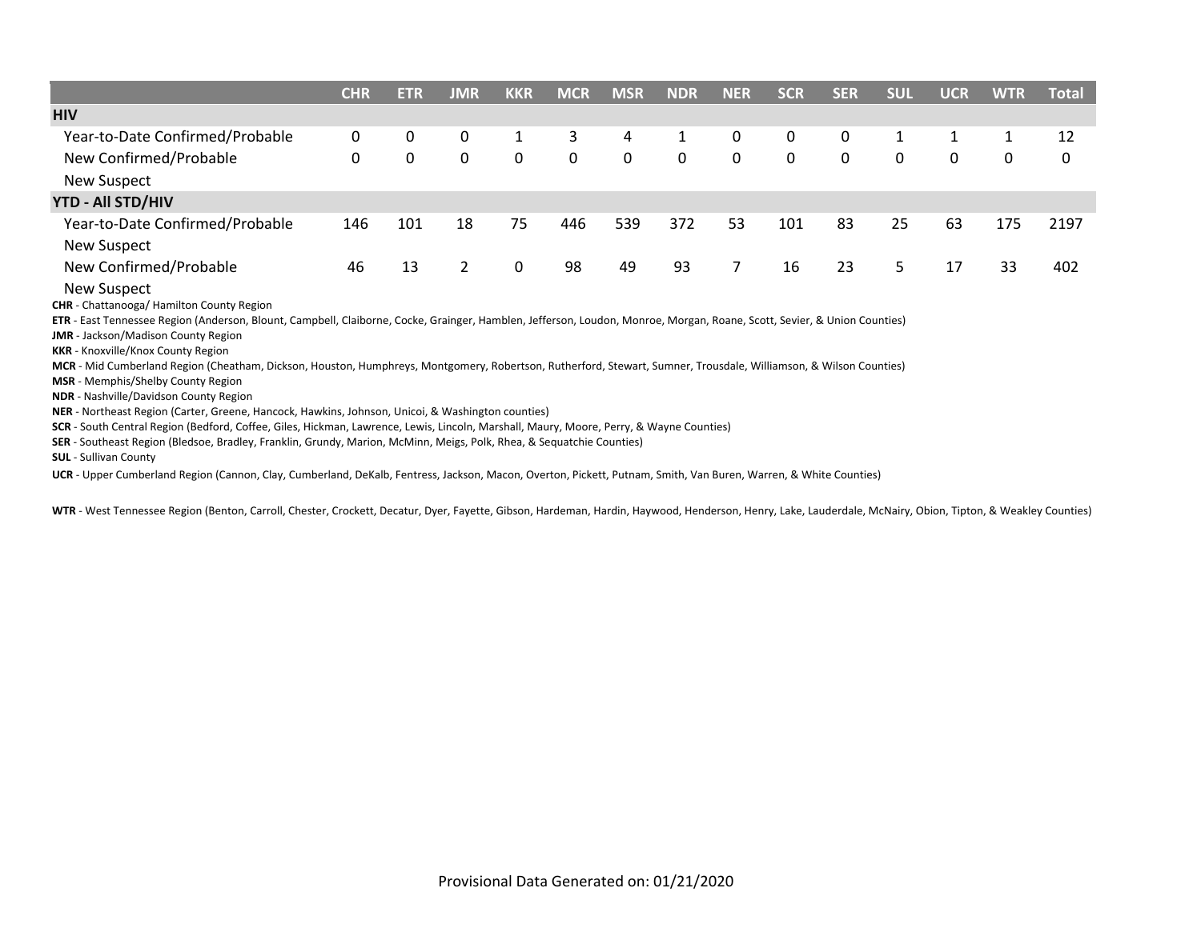| | CHR | ETR | JMR | KKR | MCR | MSR | NDR | NER | SCR | SER | SUL | UCR | WTR | Total |
|---|---|---|---|---|---|---|---|---|---|---|---|---|---|---|
| **HIV** | | | | | | | | | | | | | | |
| Year-to-Date Confirmed/Probable | 0 | 0 | 0 | 1 | 3 | 4 | 1 | 0 | 0 | 0 | 1 | 1 | 1 | 12 |
| New Confirmed/Probable | 0 | 0 | 0 | 0 | 0 | 0 | 0 | 0 | 0 | 0 | 0 | 0 | 0 | 0 |
| New Suspect | | | | | | | | | | | | | | |
| **YTD - All STD/HIV** | | | | | | | | | | | | | | |
| Year-to-Date Confirmed/Probable | 146 | 101 | 18 | 75 | 446 | 539 | 372 | 53 | 101 | 83 | 25 | 63 | 175 | 2197 |
| New Suspect | | | | | | | | | | | | | | |
| New Confirmed/Probable | 46 | 13 | 2 | 0 | 98 | 49 | 93 | 7 | 16 | 23 | 5 | 17 | 33 | 402 |
| New Suspect | | | | | | | | | | | | | | |

**CHR** - Chattanooga/ Hamilton County Region

**ETR** - East Tennessee Region (Anderson, Blount, Campbell, Claiborne, Cocke, Grainger, Hamblen, Jefferson, Loudon, Monroe, Morgan, Roane, Scott, Sevier, & Union Counties)

**JMR** - Jackson/Madison County Region

**KKR** - Knoxville/Knox County Region

**MCR** - Mid Cumberland Region (Cheatham, Dickson, Houston, Humphreys, Montgomery, Robertson, Rutherford, Stewart, Sumner, Trousdale, Williamson, & Wilson Counties)

**MSR** - Memphis/Shelby County Region

**NDR** - Nashville/Davidson County Region

**NER** - Northeast Region (Carter, Greene, Hancock, Hawkins, Johnson, Unicoi, & Washington counties)

**SCR** - South Central Region (Bedford, Coffee, Giles, Hickman, Lawrence, Lewis, Lincoln, Marshall, Maury, Moore, Perry, & Wayne Counties)

**SER** - Southeast Region (Bledsoe, Bradley, Franklin, Grundy, Marion, McMinn, Meigs, Polk, Rhea, & Sequatchie Counties)

**SUL** - Sullivan County

**UCR** - Upper Cumberland Region (Cannon, Clay, Cumberland, DeKalb, Fentress, Jackson, Macon, Overton, Pickett, Putnam, Smith, Van Buren, Warren, & White Counties)

**WTR** - West Tennessee Region (Benton, Carroll, Chester, Crockett, Decatur, Dyer, Fayette, Gibson, Hardeman, Hardin, Haywood, Henderson, Henry, Lake, Lauderdale, McNairy, Obion, Tipton, & Weakley Counties)

Provisional Data Generated on: 01/21/2020